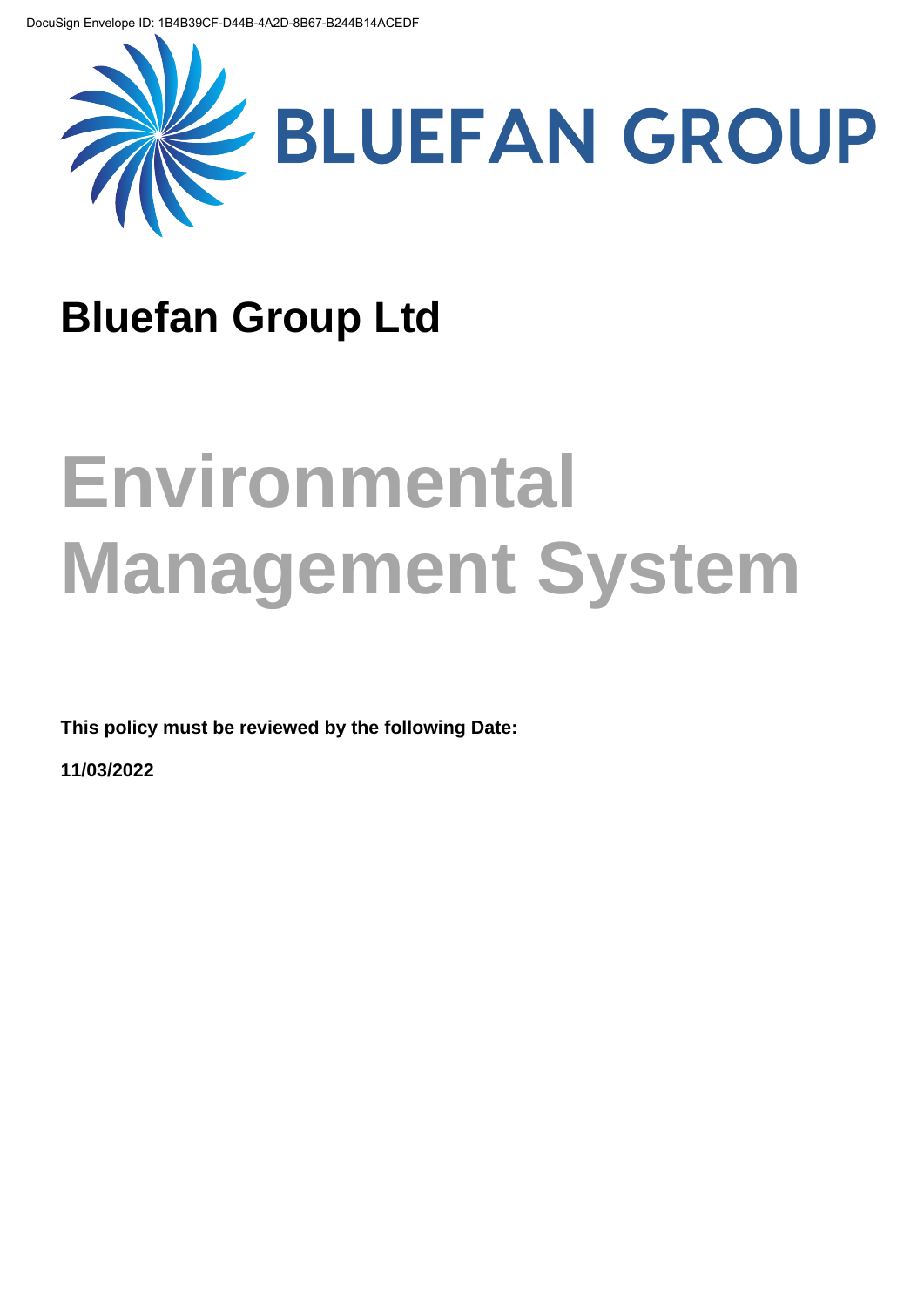DocuSign Envelope ID: 1B4B39CF-D44B-4A2D-8B67-B244B14ACEDF

BLUEFAN GROUP

# Bluefan Group Ltd

# Environmental Management System

**This policy must be reviewed by the following Date:**

**11/03/2022**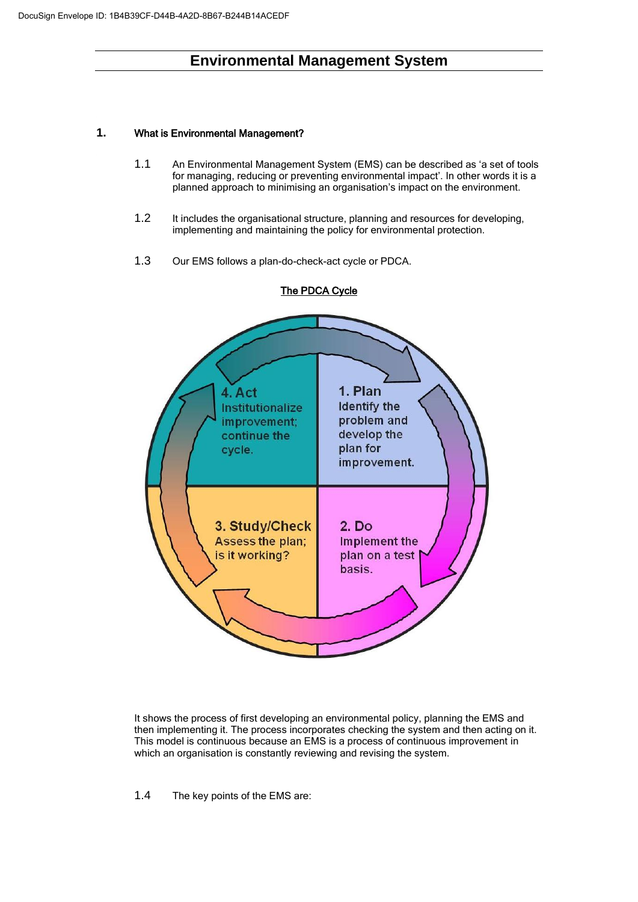# Environmental Management System

## 1. What is Environmental Management?

1.1 An Environmental Management System (EMS) can be described as 'a set of tools for managing, reducing or preventing environmental impact'. In other words it is a planned approach to minimising an organisation's impact on the environment.

1.2 It includes the organisational structure, planning and resources for developing, implementing and maintaining the policy for environmental protection.

1.3 Our EMS follows a plan-do-check-act cycle or PDCA.

**The PDCA Cycle**

1. Plan — Identify the problem and develop the plan for improvement.

2. Do — Implement the plan on a test basis.

3. Study/Check — Assess the plan; is it working?

4. Act — Institutionalize improvement; continue the cycle.

It shows the process of first developing an environmental policy, planning the EMS and then implementing it. The process incorporates checking the system and then acting on it. This model is continuous because an EMS is a process of continuous improvement in which an organisation is constantly reviewing and revising the system.

1.4 The key points of the EMS are: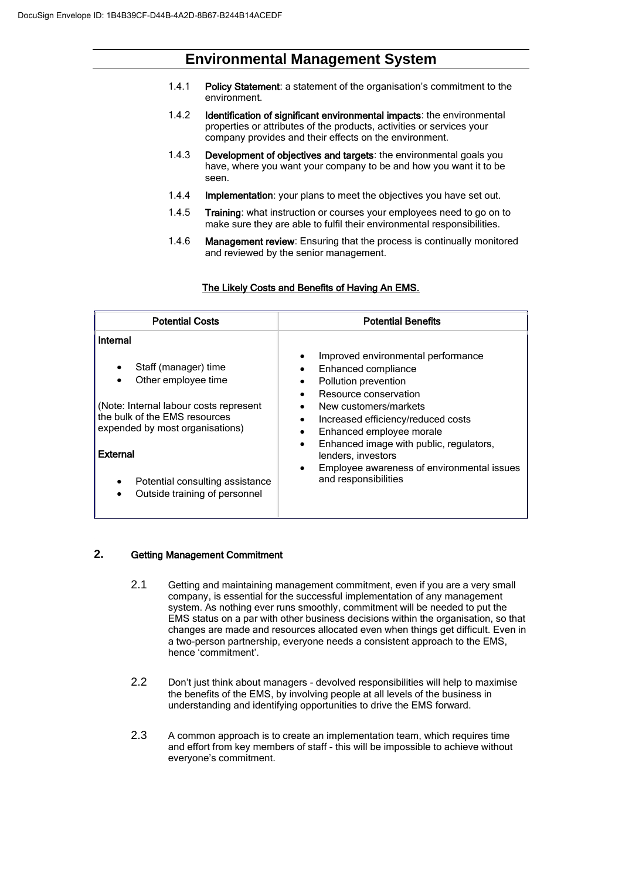# Environmental Management System

1.4.1 **Policy Statement**: a statement of the organisation's commitment to the environment.

1.4.2 **Identification of significant environmental impacts**: the environmental properties or attributes of the products, activities or services your company provides and their effects on the environment.

1.4.3 **Development of objectives and targets**: the environmental goals you have, where you want your company to be and how you want it to be seen.

1.4.4 **Implementation**: your plans to meet the objectives you have set out.

1.4.5 **Training**: what instruction or courses your employees need to go on to make sure they are able to fulfil their environmental responsibilities.

1.4.6 **Management review**: Ensuring that the process is continually monitored and reviewed by the senior management.

**The Likely Costs and Benefits of Having An EMS.**

| Potential Costs | Potential Benefits |
|---|---|
| **Internal**<br><br>• Staff (manager) time<br>• Other employee time<br><br>(Note: Internal labour costs represent the bulk of the EMS resources expended by most organisations)<br><br>**External**<br><br>• Potential consulting assistance<br>• Outside training of personnel | • Improved environmental performance<br>• Enhanced compliance<br>• Pollution prevention<br>• Resource conservation<br>• New customers/markets<br>• Increased efficiency/reduced costs<br>• Enhanced employee morale<br>• Enhanced image with public, regulators, lenders, investors<br>• Employee awareness of environmental issues and responsibilities |

## 2. Getting Management Commitment

2.1 Getting and maintaining management commitment, even if you are a very small company, is essential for the successful implementation of any management system. As nothing ever runs smoothly, commitment will be needed to put the EMS status on a par with other business decisions within the organisation, so that changes are made and resources allocated even when things get difficult. Even in a two-person partnership, everyone needs a consistent approach to the EMS, hence 'commitment'.

2.2 Don't just think about managers - devolved responsibilities will help to maximise the benefits of the EMS, by involving people at all levels of the business in understanding and identifying opportunities to drive the EMS forward.

2.3 A common approach is to create an implementation team, which requires time and effort from key members of staff – this will be impossible to achieve without everyone's commitment.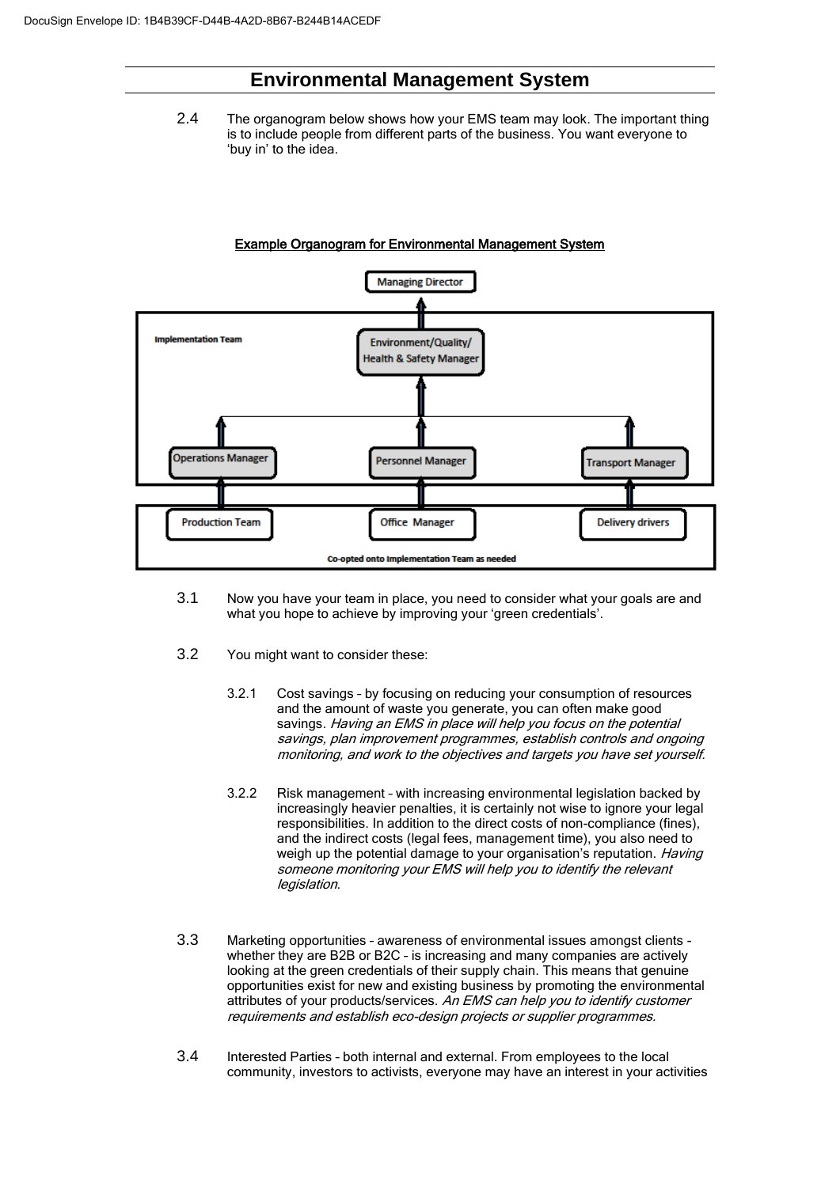# Environmental Management System

2.4 The organogram below shows how your EMS team may look. The important thing is to include people from different parts of the business. You want everyone to 'buy in' to the idea.

**Example Organogram for Environmental Management System**

Managing Director

Implementation Team

Environment/Quality/ Health & Safety Manager

Operations Manager

Personnel Manager

Transport Manager

Production Team

Office Manager

Delivery drivers

Co-opted onto Implementation Team as needed

3.1 Now you have your team in place, you need to consider what your goals are and what you hope to achieve by improving your 'green credentials'.

3.2 You might want to consider these:

3.2.1 Cost savings – by focusing on reducing your consumption of resources and the amount of waste you generate, you can often make good savings. *Having an EMS in place will help you focus on the potential savings, plan improvement programmes, establish controls and ongoing monitoring, and work to the objectives and targets you have set yourself.*

3.2.2 Risk management – with increasing environmental legislation backed by increasingly heavier penalties, it is certainly not wise to ignore your legal responsibilities. In addition to the direct costs of non-compliance (fines), and the indirect costs (legal fees, management time), you also need to weigh up the potential damage to your organisation's reputation. *Having someone monitoring your EMS will help you to identify the relevant legislation.*

3.3 Marketing opportunities – awareness of environmental issues amongst clients - whether they are B2B or B2C – is increasing and many companies are actively looking at the green credentials of their supply chain. This means that genuine opportunities exist for new and existing business by promoting the environmental attributes of your products/services. *An EMS can help you to identify customer requirements and establish eco-design projects or supplier programmes.*

3.4 Interested Parties – both internal and external. From employees to the local community, investors to activists, everyone may have an interest in your activities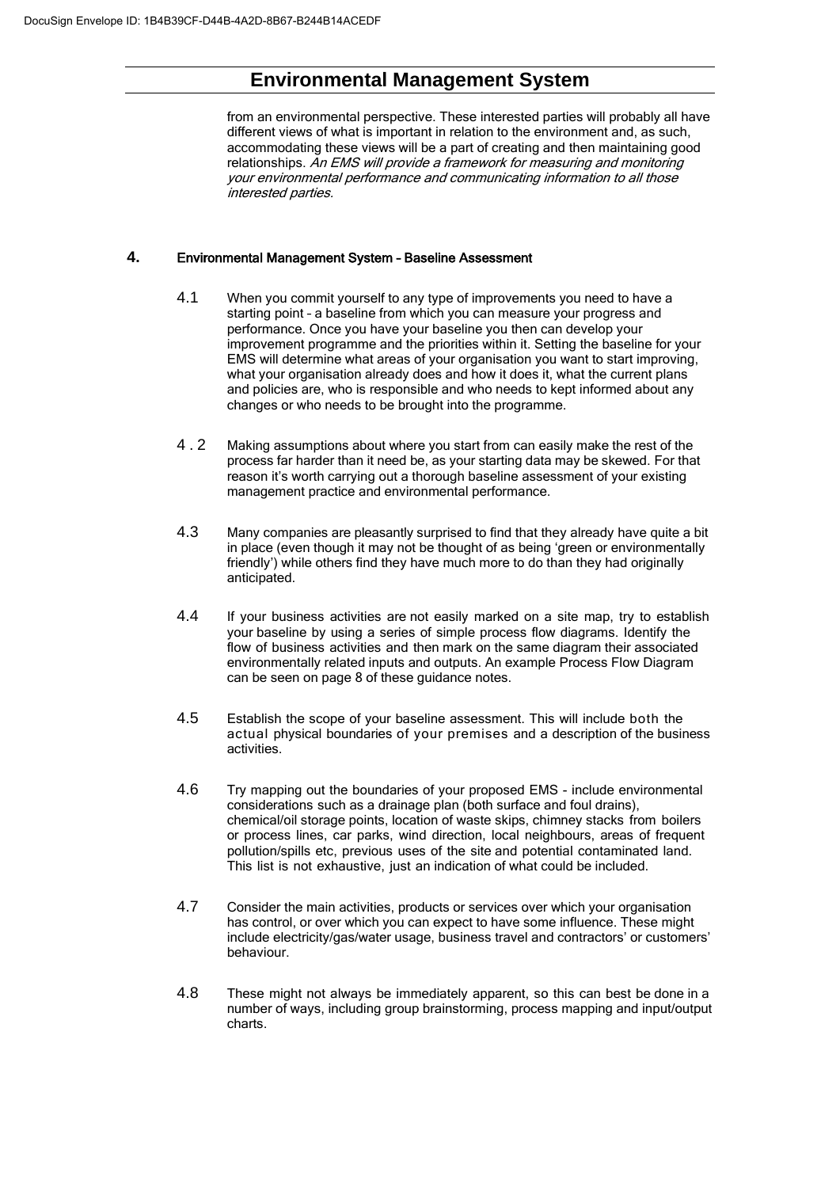from an environmental perspective. These interested parties will probably all have different views of what is important in relation to the environment and, as such, accommodating these views will be a part of creating and then maintaining good relationships. *An EMS will provide a framework for measuring and monitoring your environmental performance and communicating information to all those interested parties.*

## 4. Environmental Management System – Baseline Assessment

4.1 When you commit yourself to any type of improvements you need to have a starting point – a baseline from which you can measure your progress and performance. Once you have your baseline you then can develop your improvement programme and the priorities within it. Setting the baseline for your EMS will determine what areas of your organisation you want to start improving, what your organisation already does and how it does it, what the current plans and policies are, who is responsible and who needs to kept informed about any changes or who needs to be brought into the programme.

4.2 Making assumptions about where you start from can easily make the rest of the process far harder than it need be, as your starting data may be skewed. For that reason it's worth carrying out a thorough baseline assessment of your existing management practice and environmental performance.

4.3 Many companies are pleasantly surprised to find that they already have quite a bit in place (even though it may not be thought of as being 'green or environmentally friendly') while others find they have much more to do than they had originally anticipated.

4.4 If your business activities are not easily marked on a site map, try to establish your baseline by using a series of simple process flow diagrams. Identify the flow of business activities and then mark on the same diagram their associated environmentally related inputs and outputs. An example Process Flow Diagram can be seen on page 8 of these guidance notes.

4.5 Establish the scope of your baseline assessment. This will include both the actual physical boundaries of your premises and a description of the business activities.

4.6 Try mapping out the boundaries of your proposed EMS - include environmental considerations such as a drainage plan (both surface and foul drains), chemical/oil storage points, location of waste skips, chimney stacks from boilers or process lines, car parks, wind direction, local neighbours, areas of frequent pollution/spills etc, previous uses of the site and potential contaminated land. This list is not exhaustive, just an indication of what could be included.

4.7 Consider the main activities, products or services over which your organisation has control, or over which you can expect to have some influence. These might include electricity/gas/water usage, business travel and contractors' or customers' behaviour.

4.8 These might not always be immediately apparent, so this can best be done in a number of ways, including group brainstorming, process mapping and input/output charts.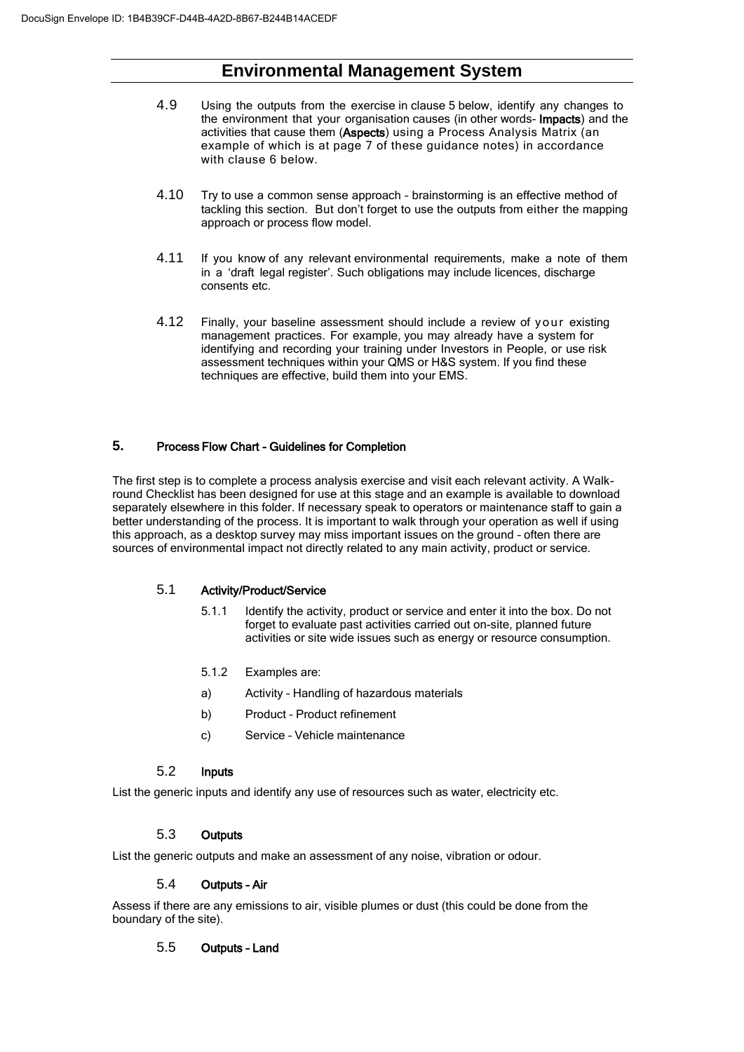4.9 Using the outputs from the exercise in clause 5 below, identify any changes to the environment that your organisation causes (in other words- **Impacts**) and the activities that cause them (**Aspects**) using a Process Analysis Matrix (an example of which is at page 7 of these guidance notes) in accordance with clause 6 below.

4.10 Try to use a common sense approach – brainstorming is an effective method of tackling this section. But don't forget to use the outputs from either the mapping approach or process flow model.

4.11 If you know of any relevant environmental requirements, make a note of them in a 'draft legal register'. Such obligations may include licences, discharge consents etc.

4.12 Finally, your baseline assessment should include a review of your existing management practices. For example, you may already have a system for identifying and recording your training under Investors in People, or use risk assessment techniques within your QMS or H&S system. If you find these techniques are effective, build them into your EMS.

## 5. Process Flow Chart - Guidelines for Completion

The first step is to complete a process analysis exercise and visit each relevant activity. A Walk-round Checklist has been designed for use at this stage and an example is available to download separately elsewhere in this folder. If necessary speak to operators or maintenance staff to gain a better understanding of the process. It is important to walk through your operation as well if using this approach, as a desktop survey may miss important issues on the ground – often there are sources of environmental impact not directly related to any main activity, product or service.

### 5.1 Activity/Product/Service

5.1.1 Identify the activity, product or service and enter it into the box. Do not forget to evaluate past activities carried out on-site, planned future activities or site wide issues such as energy or resource consumption.

5.1.2 Examples are:

a) Activity – Handling of hazardous materials

b) Product – Product refinement

c) Service – Vehicle maintenance

### 5.2 Inputs

List the generic inputs and identify any use of resources such as water, electricity etc.

### 5.3 Outputs

List the generic outputs and make an assessment of any noise, vibration or odour.

### 5.4 Outputs – Air

Assess if there are any emissions to air, visible plumes or dust (this could be done from the boundary of the site).

### 5.5 Outputs – Land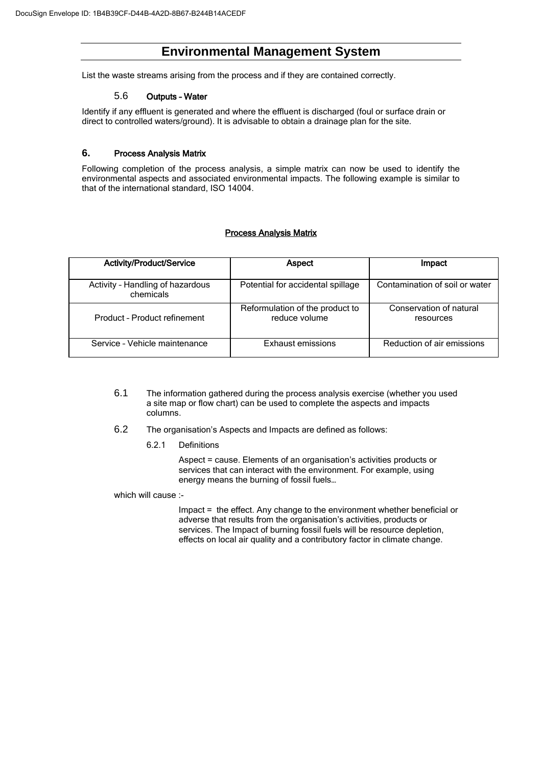# Environmental Management System

List the waste streams arising from the process and if they are contained correctly.

### 5.6 Outputs – Water

Identify if any effluent is generated and where the effluent is discharged (foul or surface drain or direct to controlled waters/ground). It is advisable to obtain a drainage plan for the site.

## 6. Process Analysis Matrix

Following completion of the process analysis, a simple matrix can now be used to identify the environmental aspects and associated environmental impacts. The following example is similar to that of the international standard, ISO 14004.

**Process Analysis Matrix**

| Activity/Product/Service | Aspect | Impact |
|---|---|---|
| Activity – Handling of hazardous chemicals | Potential for accidental spillage | Contamination of soil or water |
| Product – Product refinement | Reformulation of the product to reduce volume | Conservation of natural resources |
| Service – Vehicle maintenance | Exhaust emissions | Reduction of air emissions |

6.1 The information gathered during the process analysis exercise (whether you used a site map or flow chart) can be used to complete the aspects and impacts columns.

6.2 The organisation's Aspects and Impacts are defined as follows:

6.2.1 Definitions

Aspect = cause. Elements of an organisation's activities products or services that can interact with the environment. For example, using energy means the burning of fossil fuels…

which will cause :-

Impact = the effect. Any change to the environment whether beneficial or adverse that results from the organisation's activities, products or services. The Impact of burning fossil fuels will be resource depletion, effects on local air quality and a contributory factor in climate change.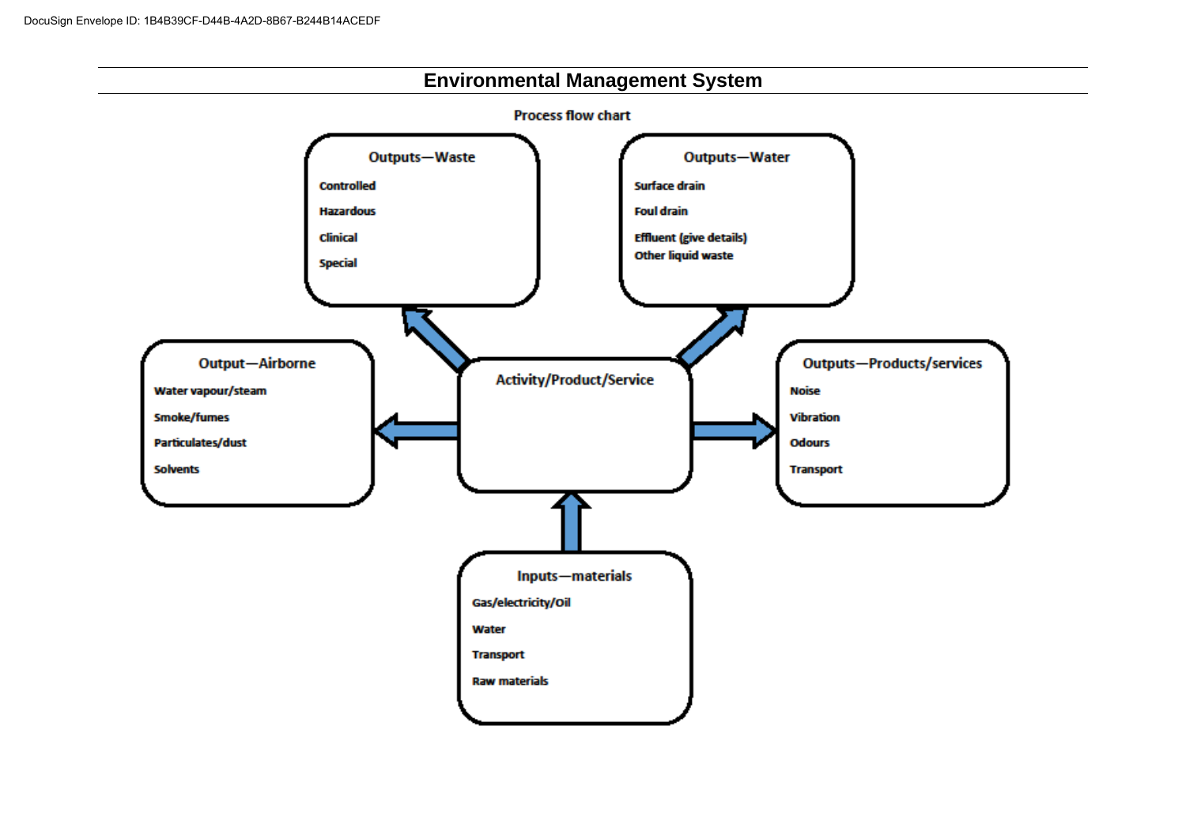# Environmental Management System

## Process flow chart

**Outputs—Waste**

- Controlled
- Hazardous
- Clinical
- Special

**Outputs—Water**

- Surface drain
- Foul drain
- Effluent (give details)
- Other liquid waste

**Output—Airborne**

- Water vapour/steam
- Smoke/fumes
- Particulates/dust
- Solvents

**Activity/Product/Service**

**Outputs—Products/services**

- Noise
- Vibration
- Odours
- Transport

**Inputs—materials**

- Gas/electricity/Oil
- Water
- Transport
- Raw materials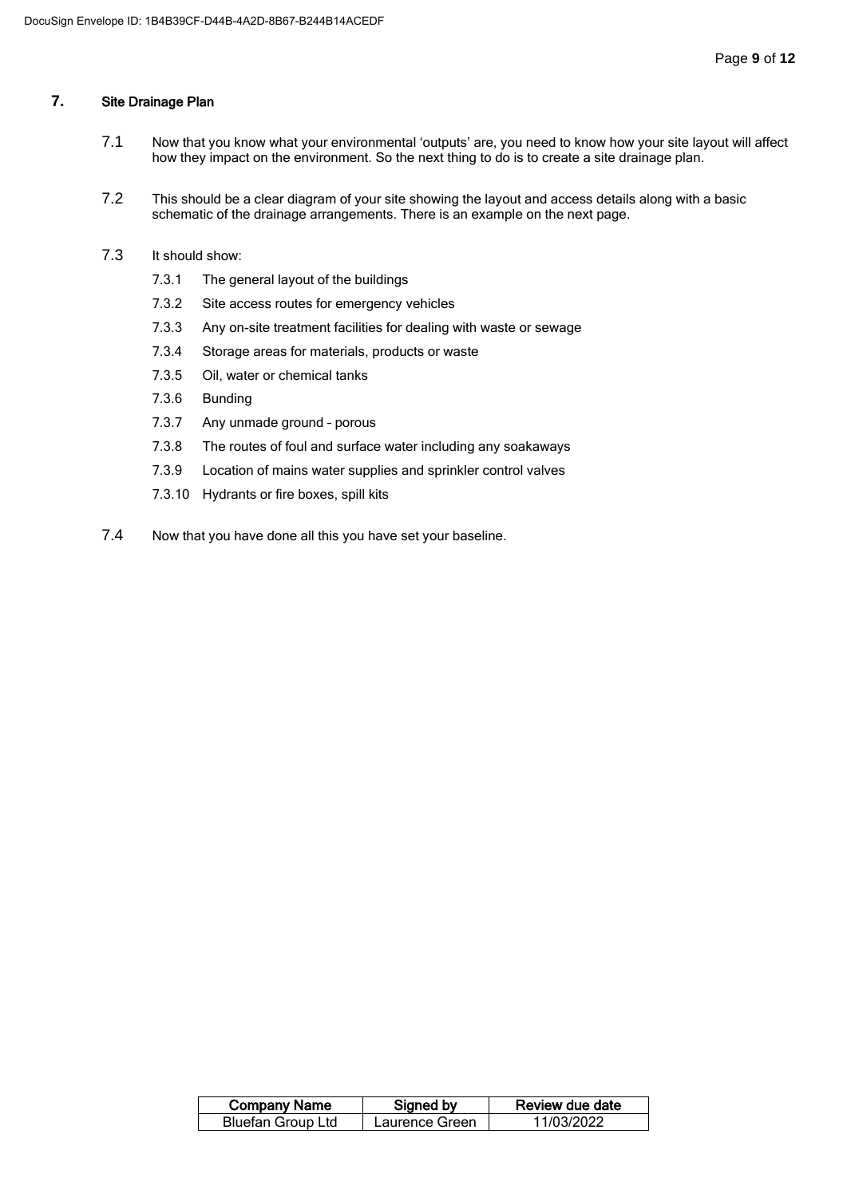## 7. Site Drainage Plan

7.1 Now that you know what your environmental 'outputs' are, you need to know how your site layout will affect how they impact on the environment. So the next thing to do is to create a site drainage plan.

7.2 This should be a clear diagram of your site showing the layout and access details along with a basic schematic of the drainage arrangements. There is an example on the next page.

7.3 It should show:

- 7.3.1 The general layout of the buildings
- 7.3.2 Site access routes for emergency vehicles
- 7.3.3 Any on-site treatment facilities for dealing with waste or sewage
- 7.3.4 Storage areas for materials, products or waste
- 7.3.5 Oil, water or chemical tanks
- 7.3.6 Bunding
- 7.3.7 Any unmade ground – porous
- 7.3.8 The routes of foul and surface water including any soakaways
- 7.3.9 Location of mains water supplies and sprinkler control valves
- 7.3.10 Hydrants or fire boxes, spill kits

7.4 Now that you have done all this you have set your baseline.

| Company Name | Signed by | Review due date |
|---|---|---|
| Bluefan Group Ltd | Laurence Green | 11/03/2022 |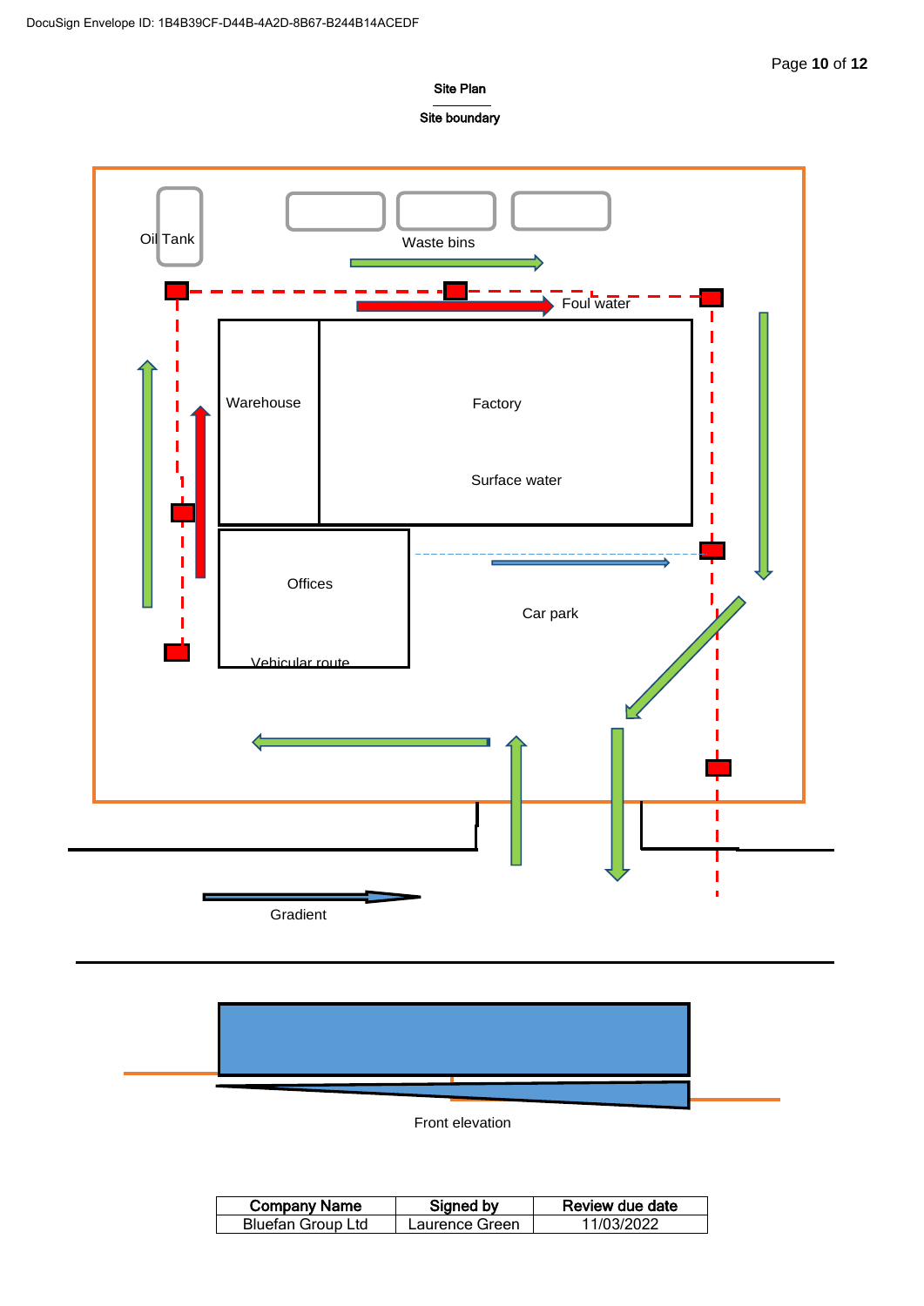**Site Plan**

**Site boundary**

Oil Tank

Waste bins

Foul water

Warehouse

Factory

Surface water

Offices

Vehicular route

Car park

Gradient

Front elevation

| Company Name | Signed by | Review due date |
|---|---|---|
| Bluefan Group Ltd | Laurence Green | 11/03/2022 |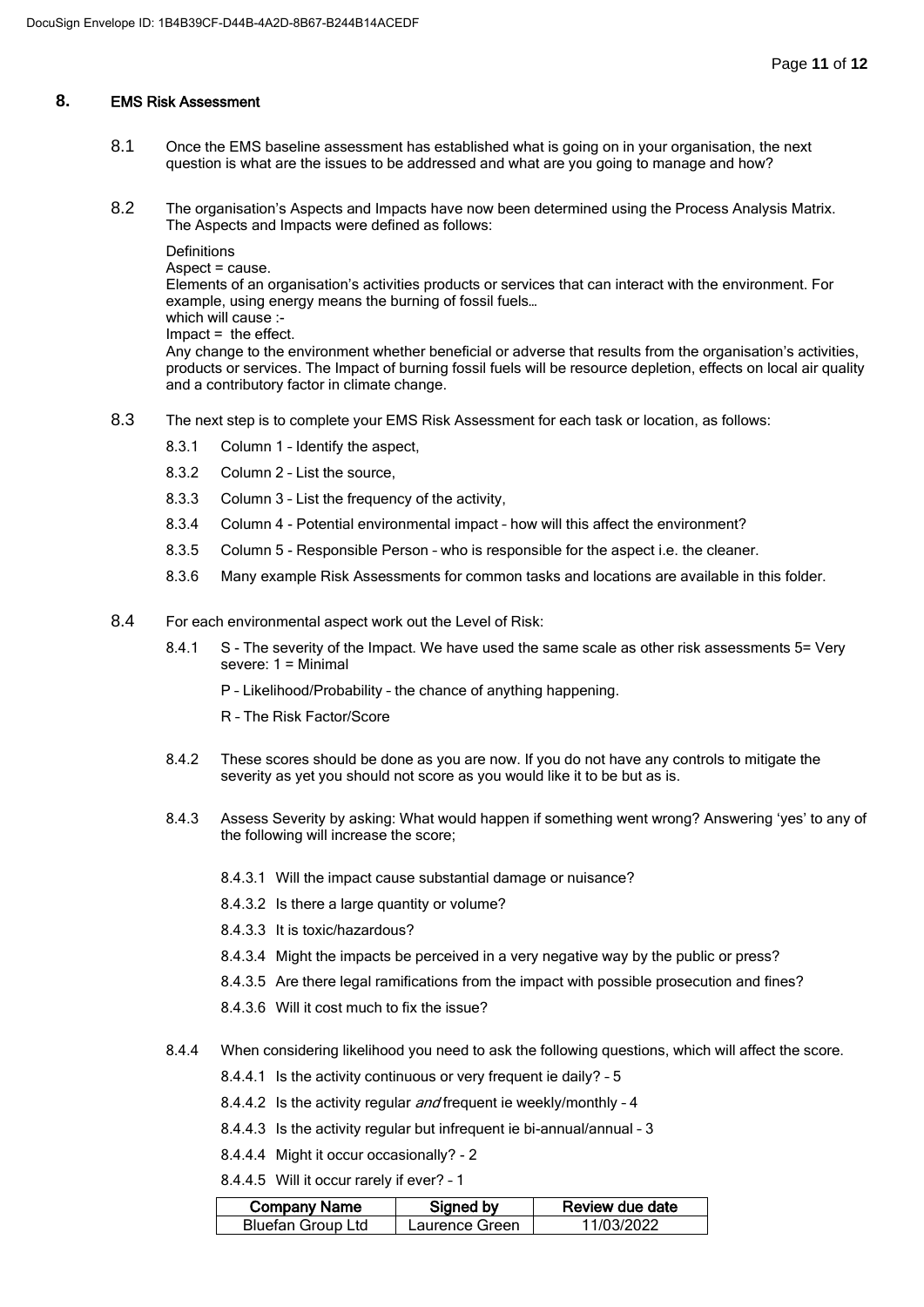## 8. EMS Risk Assessment

8.1 Once the EMS baseline assessment has established what is going on in your organisation, the next question is what are the issues to be addressed and what are you going to manage and how?

8.2 The organisation's Aspects and Impacts have now been determined using the Process Analysis Matrix. The Aspects and Impacts were defined as follows:

Definitions
Aspect = cause.
Elements of an organisation's activities products or services that can interact with the environment. For example, using energy means the burning of fossil fuels…
which will cause :-
Impact = the effect.
Any change to the environment whether beneficial or adverse that results from the organisation's activities, products or services. The Impact of burning fossil fuels will be resource depletion, effects on local air quality and a contributory factor in climate change.

8.3 The next step is to complete your EMS Risk Assessment for each task or location, as follows:

8.3.1 Column 1 – Identify the aspect,

8.3.2 Column 2 – List the source,

8.3.3 Column 3 – List the frequency of the activity,

8.3.4 Column 4 - Potential environmental impact – how will this affect the environment?

8.3.5 Column 5 - Responsible Person – who is responsible for the aspect i.e. the cleaner.

8.3.6 Many example Risk Assessments for common tasks and locations are available in this folder.

8.4 For each environmental aspect work out the Level of Risk:

8.4.1 S - The severity of the Impact. We have used the same scale as other risk assessments 5= Very severe: 1 = Minimal

P – Likelihood/Probability – the chance of anything happening.

R – The Risk Factor/Score

8.4.2 These scores should be done as you are now. If you do not have any controls to mitigate the severity as yet you should not score as you would like it to be but as is.

8.4.3 Assess Severity by asking: What would happen if something went wrong? Answering 'yes' to any of the following will increase the score;

8.4.3.1 Will the impact cause substantial damage or nuisance?

8.4.3.2 Is there a large quantity or volume?

8.4.3.3 It is toxic/hazardous?

8.4.3.4 Might the impacts be perceived in a very negative way by the public or press?

8.4.3.5 Are there legal ramifications from the impact with possible prosecution and fines?

8.4.3.6 Will it cost much to fix the issue?

8.4.4 When considering likelihood you need to ask the following questions, which will affect the score.

8.4.4.1 Is the activity continuous or very frequent ie daily? – 5

8.4.4.2 Is the activity regular *and* frequent ie weekly/monthly – 4

8.4.4.3 Is the activity regular but infrequent ie bi-annual/annual – 3

8.4.4.4 Might it occur occasionally? – 2

8.4.4.5 Will it occur rarely if ever? – 1

| Company Name | Signed by | Review due date |
|---|---|---|
| Bluefan Group Ltd | Laurence Green | 11/03/2022 |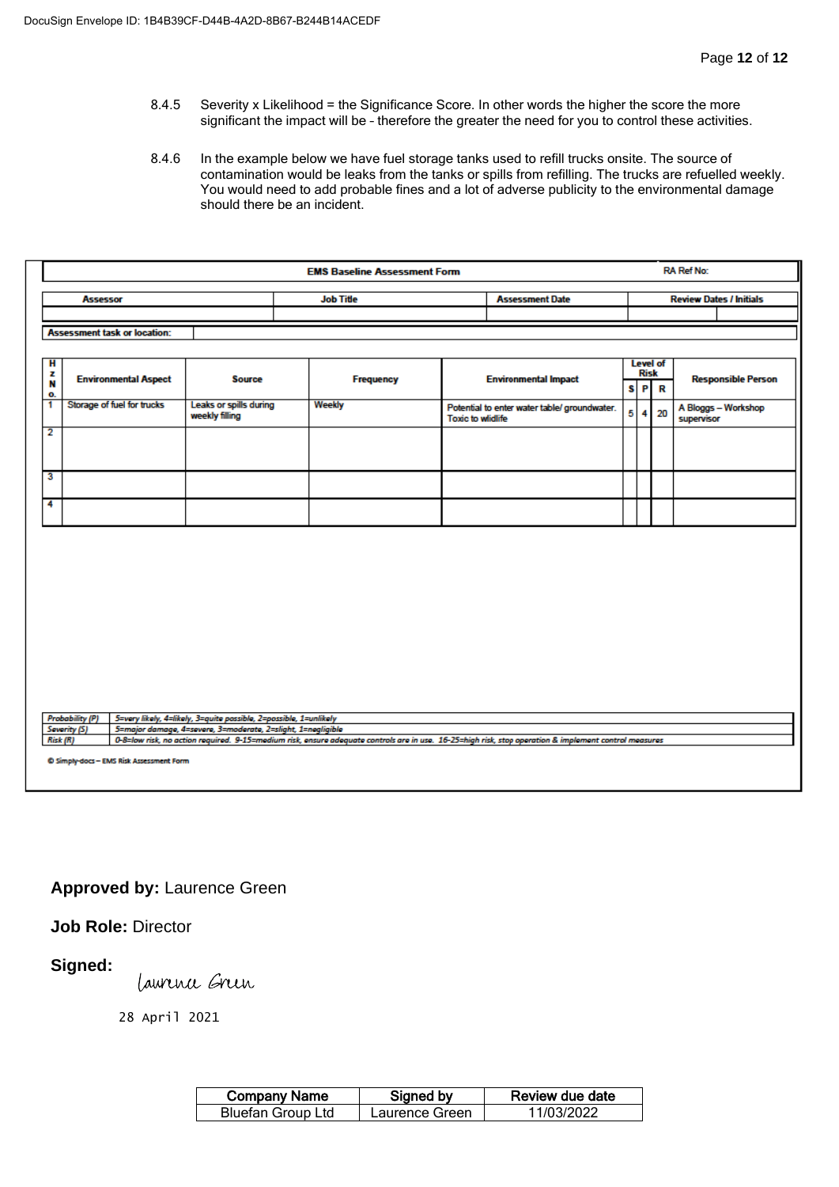DocuSign Envelope ID: 1B4B39CF-D44B-4A2D-8B67-B244B14ACEDF

8.4.5 Severity x Likelihood = the Significance Score. In other words the higher the score the more significant the impact will be – therefore the greater the need for you to control these activities.

8.4.6 In the example below we have fuel storage tanks used to refill trucks onsite. The source of contamination would be leaks from the tanks or spills from refilling. The trucks are refuelled weekly. You would need to add probable fines and a lot of adverse publicity to the environmental damage should there be an incident.

| EMS Baseline Assessment Form | | | RA Ref No: |
|---|---|---|---|
| **Assessor** | **Job Title** | **Assessment Date** | **Review Dates / Initials** |
| | | | |
| **Assessment task or location:** | | | |

| HZ No. | Environmental Aspect | Source | Frequency | Environmental Impact | Level of Risk S | P | R | Responsible Person |
|---|---|---|---|---|---|---|---|---|
| 1 | Storage of fuel for trucks | Leaks or spills during weekly filling | Weekly | Potential to enter water table/ groundwater. Toxic to wildlife | 5 | 4 | 20 | A Bloggs – Workshop supervisor |
| 2 | | | | | | | | |
| 3 | | | | | | | | |
| 4 | | | | | | | | |

| | |
|---|---|
| *Probability (P)* | *5=very likely, 4=likely, 3=quite possible, 2=possible, 1=unlikely* |
| *Severity (S)* | *5=major damage, 4=severe, 3=moderate, 2=slight, 1=negligible* |
| *Risk (R)* | *0-8=low risk, no action required. 9-15=medium risk, ensure adequate controls are in use. 16-25=high risk, stop operation & implement control measures* |

© Simply-docs – EMS Risk Assessment Form

**Approved by:** Laurence Green

**Job Role:** Director

**Signed:** Laurence Green

28 April 2021

| Company Name | Signed by | Review due date |
|---|---|---|
| Bluefan Group Ltd | Laurence Green | 11/03/2022 |